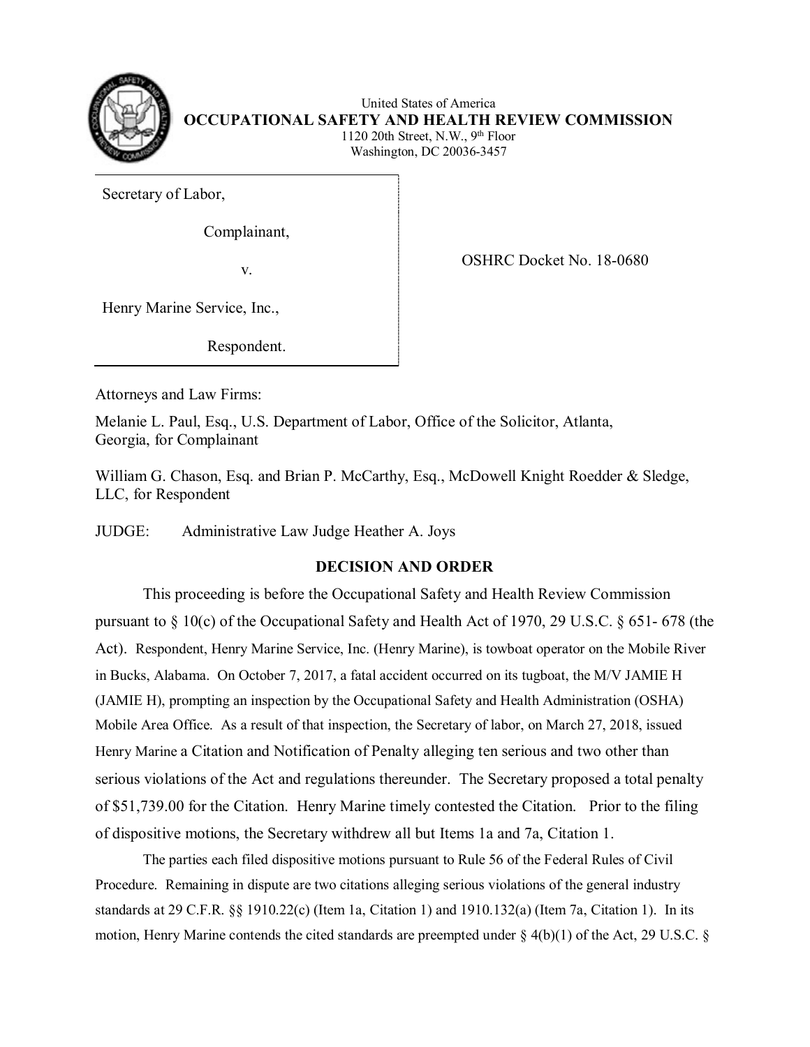United States of America
**OCCUPATIONAL SAFETY AND HEALTH REVIEW COMMISSION**
1120 20th Street, N.W., 9th Floor
Washington, DC 20036-3457

Secretary of Labor,

Complainant,

v.

Henry Marine Service, Inc.,

Respondent.

OSHRC Docket No. 18-0680

Attorneys and Law Firms:

Melanie L. Paul, Esq., U.S. Department of Labor, Office of the Solicitor, Atlanta, Georgia, for Complainant

William G. Chason, Esq. and Brian P. McCarthy, Esq., McDowell Knight Roedder & Sledge, LLC, for Respondent

JUDGE: Administrative Law Judge Heather A. Joys

## DECISION AND ORDER

This proceeding is before the Occupational Safety and Health Review Commission pursuant to § 10(c) of the Occupational Safety and Health Act of 1970, 29 U.S.C. § 651- 678 (the Act). Respondent, Henry Marine Service, Inc. (Henry Marine), is towboat operator on the Mobile River in Bucks, Alabama. On October 7, 2017, a fatal accident occurred on its tugboat, the M/V JAMIE H (JAMIE H), prompting an inspection by the Occupational Safety and Health Administration (OSHA) Mobile Area Office. As a result of that inspection, the Secretary of labor, on March 27, 2018, issued Henry Marine a Citation and Notification of Penalty alleging ten serious and two other than serious violations of the Act and regulations thereunder. The Secretary proposed a total penalty of $51,739.00 for the Citation. Henry Marine timely contested the Citation. Prior to the filing of dispositive motions, the Secretary withdrew all but Items 1a and 7a, Citation 1.

The parties each filed dispositive motions pursuant to Rule 56 of the Federal Rules of Civil Procedure. Remaining in dispute are two citations alleging serious violations of the general industry standards at 29 C.F.R. §§ 1910.22(c) (Item 1a, Citation 1) and 1910.132(a) (Item 7a, Citation 1). In its motion, Henry Marine contends the cited standards are preempted under § 4(b)(1) of the Act, 29 U.S.C. §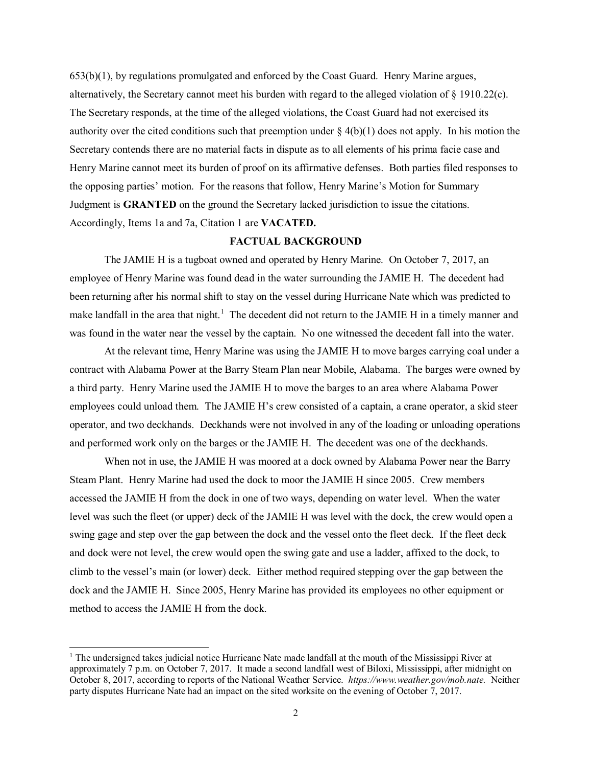653(b)(1), by regulations promulgated and enforced by the Coast Guard. Henry Marine argues, alternatively, the Secretary cannot meet his burden with regard to the alleged violation of § 1910.22(c). The Secretary responds, at the time of the alleged violations, the Coast Guard had not exercised its authority over the cited conditions such that preemption under § 4(b)(1) does not apply. In his motion the Secretary contends there are no material facts in dispute as to all elements of his prima facie case and Henry Marine cannot meet its burden of proof on its affirmative defenses. Both parties filed responses to the opposing parties' motion. For the reasons that follow, Henry Marine's Motion for Summary Judgment is **GRANTED** on the ground the Secretary lacked jurisdiction to issue the citations. Accordingly, Items 1a and 7a, Citation 1 are **VACATED.**

## FACTUAL BACKGROUND

The JAMIE H is a tugboat owned and operated by Henry Marine. On October 7, 2017, an employee of Henry Marine was found dead in the water surrounding the JAMIE H. The decedent had been returning after his normal shift to stay on the vessel during Hurricane Nate which was predicted to make landfall in the area that night.[1] The decedent did not return to the JAMIE H in a timely manner and was found in the water near the vessel by the captain. No one witnessed the decedent fall into the water.

At the relevant time, Henry Marine was using the JAMIE H to move barges carrying coal under a contract with Alabama Power at the Barry Steam Plan near Mobile, Alabama. The barges were owned by a third party. Henry Marine used the JAMIE H to move the barges to an area where Alabama Power employees could unload them. The JAMIE H's crew consisted of a captain, a crane operator, a skid steer operator, and two deckhands. Deckhands were not involved in any of the loading or unloading operations and performed work only on the barges or the JAMIE H. The decedent was one of the deckhands.

When not in use, the JAMIE H was moored at a dock owned by Alabama Power near the Barry Steam Plant. Henry Marine had used the dock to moor the JAMIE H since 2005. Crew members accessed the JAMIE H from the dock in one of two ways, depending on water level. When the water level was such the fleet (or upper) deck of the JAMIE H was level with the dock, the crew would open a swing gage and step over the gap between the dock and the vessel onto the fleet deck. If the fleet deck and dock were not level, the crew would open the swing gate and use a ladder, affixed to the dock, to climb to the vessel's main (or lower) deck. Either method required stepping over the gap between the dock and the JAMIE H. Since 2005, Henry Marine has provided its employees no other equipment or method to access the JAMIE H from the dock.

---

[1] The undersigned takes judicial notice Hurricane Nate made landfall at the mouth of the Mississippi River at approximately 7 p.m. on October 7, 2017. It made a second landfall west of Biloxi, Mississippi, after midnight on October 8, 2017, according to reports of the National Weather Service. *https://www.weather.gov/mob.nate.* Neither party disputes Hurricane Nate had an impact on the sited worksite on the evening of October 7, 2017.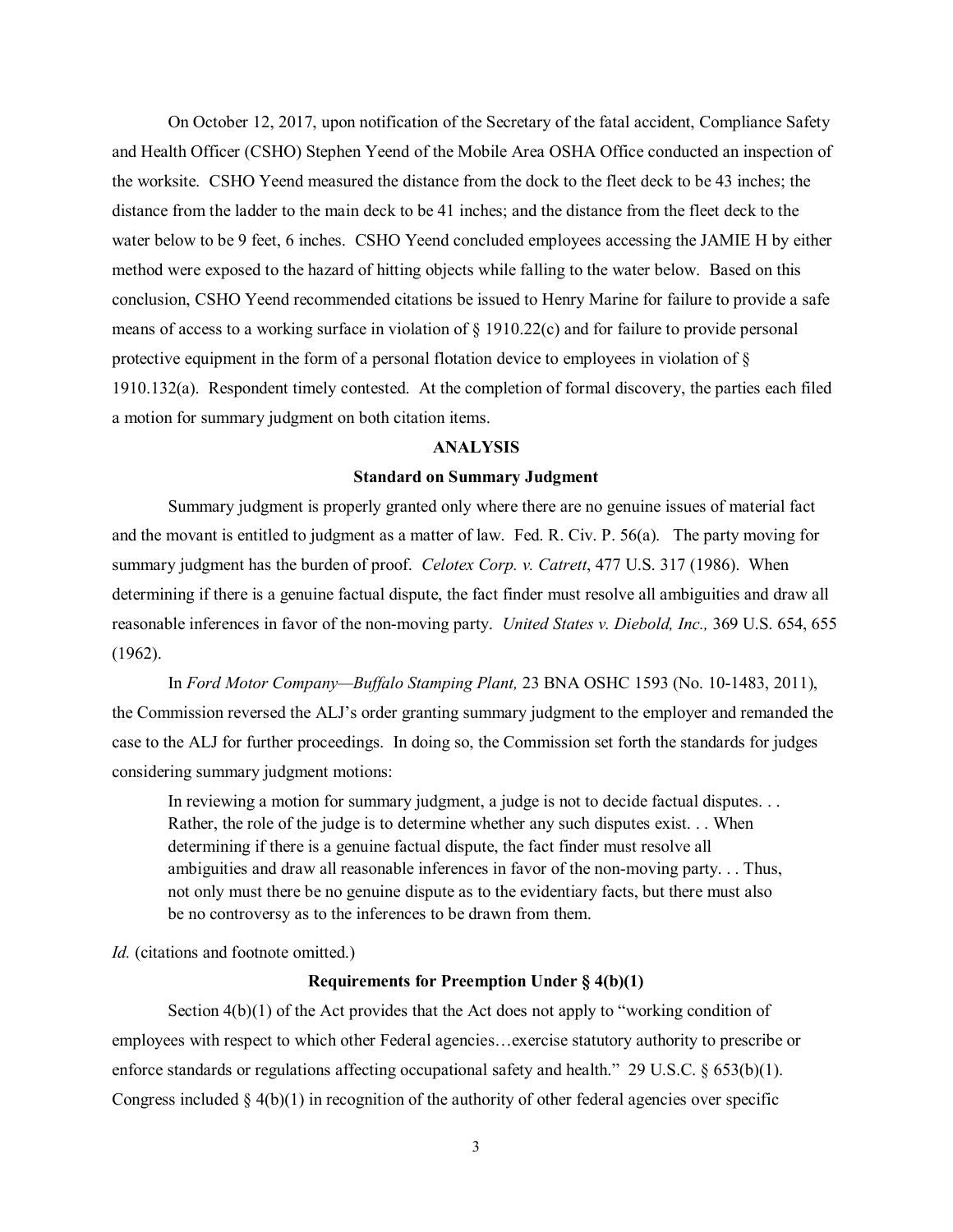On October 12, 2017, upon notification of the Secretary of the fatal accident, Compliance Safety and Health Officer (CSHO) Stephen Yeend of the Mobile Area OSHA Office conducted an inspection of the worksite. CSHO Yeend measured the distance from the dock to the fleet deck to be 43 inches; the distance from the ladder to the main deck to be 41 inches; and the distance from the fleet deck to the water below to be 9 feet, 6 inches. CSHO Yeend concluded employees accessing the JAMIE H by either method were exposed to the hazard of hitting objects while falling to the water below. Based on this conclusion, CSHO Yeend recommended citations be issued to Henry Marine for failure to provide a safe means of access to a working surface in violation of § 1910.22(c) and for failure to provide personal protective equipment in the form of a personal flotation device to employees in violation of § 1910.132(a). Respondent timely contested. At the completion of formal discovery, the parties each filed a motion for summary judgment on both citation items.

## ANALYSIS

### Standard on Summary Judgment

Summary judgment is properly granted only where there are no genuine issues of material fact and the movant is entitled to judgment as a matter of law. Fed. R. Civ. P. 56(a). The party moving for summary judgment has the burden of proof. *Celotex Corp. v. Catrett*, 477 U.S. 317 (1986). When determining if there is a genuine factual dispute, the fact finder must resolve all ambiguities and draw all reasonable inferences in favor of the non-moving party. *United States v. Diebold, Inc.,* 369 U.S. 654, 655 (1962).

In *Ford Motor Company—Buffalo Stamping Plant,* 23 BNA OSHC 1593 (No. 10-1483, 2011), the Commission reversed the ALJ's order granting summary judgment to the employer and remanded the case to the ALJ for further proceedings. In doing so, the Commission set forth the standards for judges considering summary judgment motions:

> In reviewing a motion for summary judgment, a judge is not to decide factual disputes. . . Rather, the role of the judge is to determine whether any such disputes exist. . . When determining if there is a genuine factual dispute, the fact finder must resolve all ambiguities and draw all reasonable inferences in favor of the non-moving party. . . Thus, not only must there be no genuine dispute as to the evidentiary facts, but there must also be no controversy as to the inferences to be drawn from them.

*Id.* (citations and footnote omitted.)

### Requirements for Preemption Under § 4(b)(1)

Section 4(b)(1) of the Act provides that the Act does not apply to "working condition of employees with respect to which other Federal agencies…exercise statutory authority to prescribe or enforce standards or regulations affecting occupational safety and health." 29 U.S.C. § 653(b)(1). Congress included § 4(b)(1) in recognition of the authority of other federal agencies over specific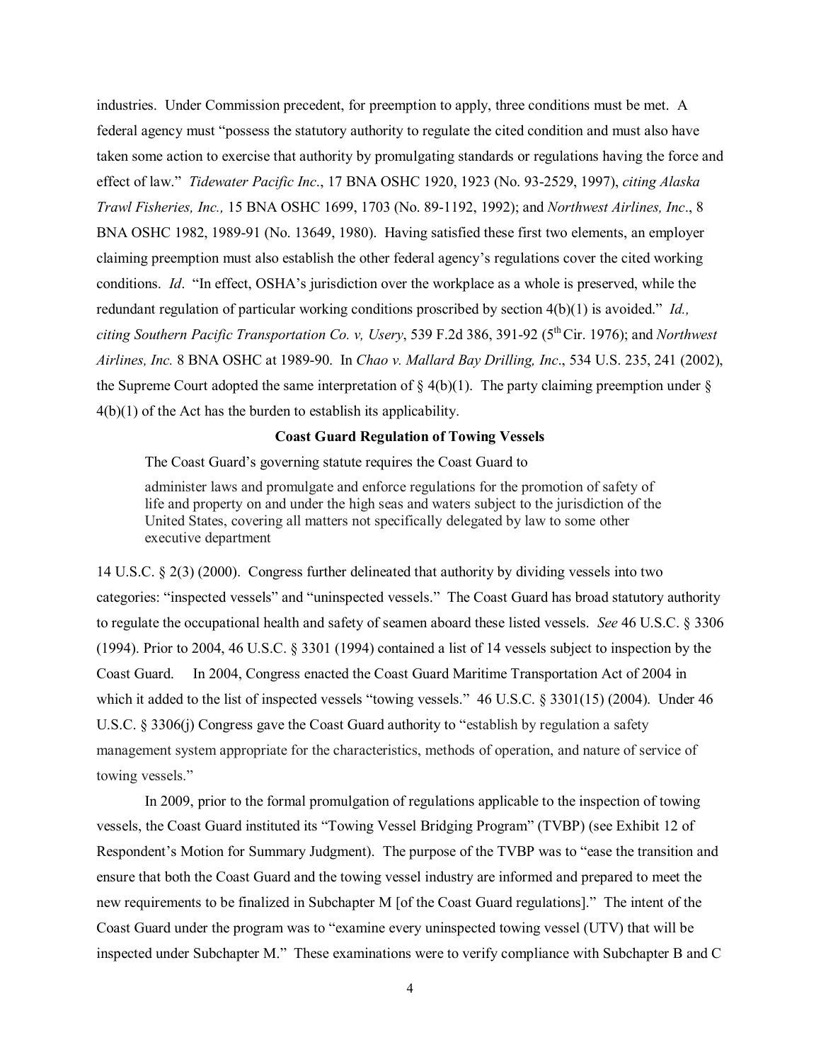industries. Under Commission precedent, for preemption to apply, three conditions must be met. A federal agency must "possess the statutory authority to regulate the cited condition and must also have taken some action to exercise that authority by promulgating standards or regulations having the force and effect of law." *Tidewater Pacific Inc*., 17 BNA OSHC 1920, 1923 (No. 93-2529, 1997), *citing Alaska Trawl Fisheries, Inc.,* 15 BNA OSHC 1699, 1703 (No. 89-1192, 1992); and *Northwest Airlines, Inc*., 8 BNA OSHC 1982, 1989-91 (No. 13649, 1980). Having satisfied these first two elements, an employer claiming preemption must also establish the other federal agency's regulations cover the cited working conditions. *Id*. "In effect, OSHA's jurisdiction over the workplace as a whole is preserved, while the redundant regulation of particular working conditions proscribed by section 4(b)(1) is avoided." *Id., citing Southern Pacific Transportation Co. v, Usery*, 539 F.2d 386, 391-92 (5th Cir. 1976); and *Northwest Airlines, Inc.* 8 BNA OSHC at 1989-90. In *Chao v. Mallard Bay Drilling, Inc*., 534 U.S. 235, 241 (2002), the Supreme Court adopted the same interpretation of § 4(b)(1). The party claiming preemption under § 4(b)(1) of the Act has the burden to establish its applicability.

**Coast Guard Regulation of Towing Vessels**

The Coast Guard's governing statute requires the Coast Guard to

> administer laws and promulgate and enforce regulations for the promotion of safety of life and property on and under the high seas and waters subject to the jurisdiction of the United States, covering all matters not specifically delegated by law to some other executive department

14 U.S.C. § 2(3) (2000). Congress further delineated that authority by dividing vessels into two categories: "inspected vessels" and "uninspected vessels." The Coast Guard has broad statutory authority to regulate the occupational health and safety of seamen aboard these listed vessels. *See* 46 U.S.C. § 3306 (1994). Prior to 2004, 46 U.S.C. § 3301 (1994) contained a list of 14 vessels subject to inspection by the Coast Guard. In 2004, Congress enacted the Coast Guard Maritime Transportation Act of 2004 in which it added to the list of inspected vessels "towing vessels." 46 U.S.C. § 3301(15) (2004). Under 46 U.S.C. § 3306(j) Congress gave the Coast Guard authority to "establish by regulation a safety management system appropriate for the characteristics, methods of operation, and nature of service of towing vessels."

In 2009, prior to the formal promulgation of regulations applicable to the inspection of towing vessels, the Coast Guard instituted its "Towing Vessel Bridging Program" (TVBP) (see Exhibit 12 of Respondent's Motion for Summary Judgment). The purpose of the TVBP was to "ease the transition and ensure that both the Coast Guard and the towing vessel industry are informed and prepared to meet the new requirements to be finalized in Subchapter M [of the Coast Guard regulations]." The intent of the Coast Guard under the program was to "examine every uninspected towing vessel (UTV) that will be inspected under Subchapter M." These examinations were to verify compliance with Subchapter B and C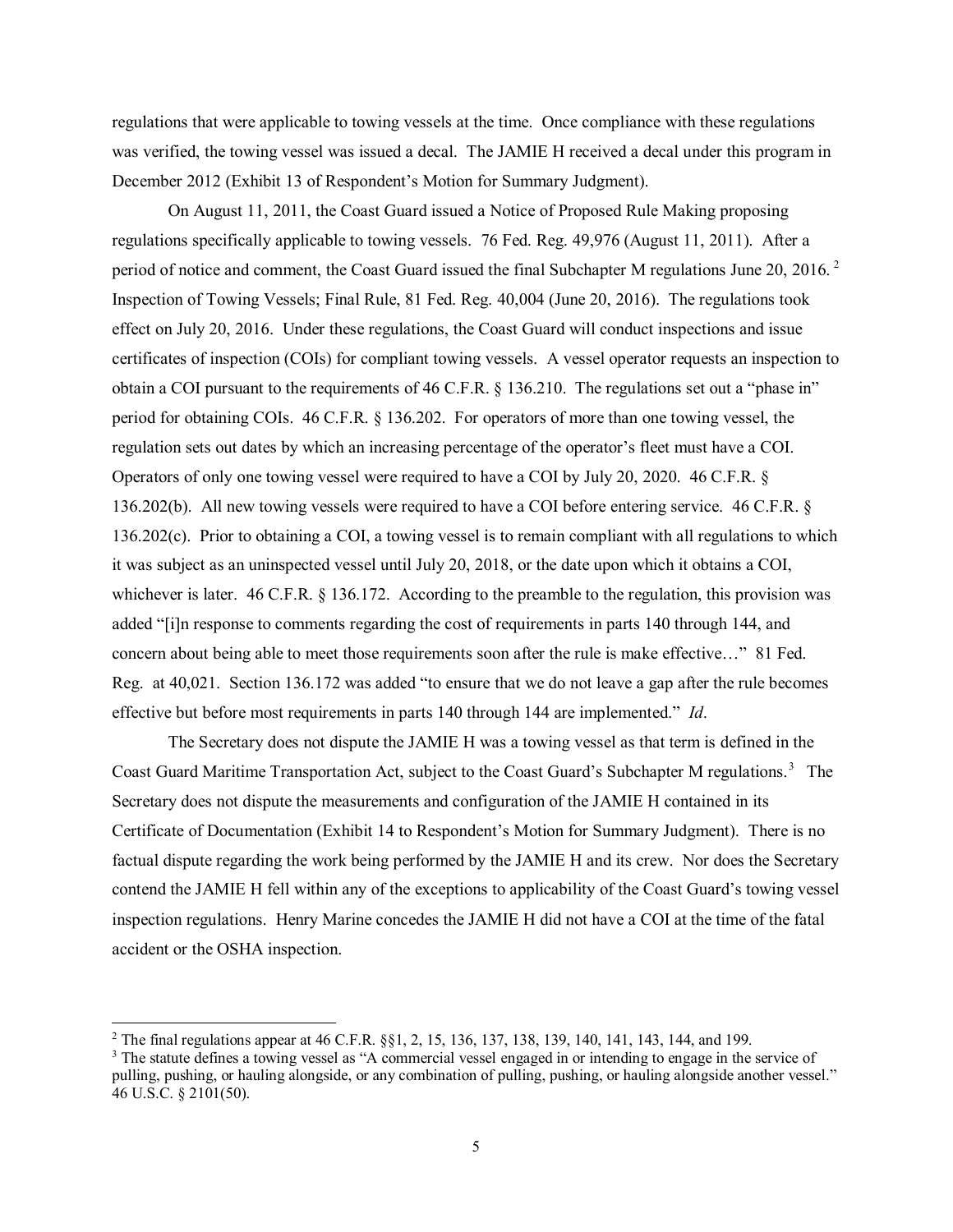regulations that were applicable to towing vessels at the time. Once compliance with these regulations was verified, the towing vessel was issued a decal. The JAMIE H received a decal under this program in December 2012 (Exhibit 13 of Respondent's Motion for Summary Judgment).

On August 11, 2011, the Coast Guard issued a Notice of Proposed Rule Making proposing regulations specifically applicable to towing vessels. 76 Fed. Reg. 49,976 (August 11, 2011). After a period of notice and comment, the Coast Guard issued the final Subchapter M regulations June 20, 2016.[2] Inspection of Towing Vessels; Final Rule, 81 Fed. Reg. 40,004 (June 20, 2016). The regulations took effect on July 20, 2016. Under these regulations, the Coast Guard will conduct inspections and issue certificates of inspection (COIs) for compliant towing vessels. A vessel operator requests an inspection to obtain a COI pursuant to the requirements of 46 C.F.R. § 136.210. The regulations set out a "phase in" period for obtaining COIs. 46 C.F.R. § 136.202. For operators of more than one towing vessel, the regulation sets out dates by which an increasing percentage of the operator's fleet must have a COI. Operators of only one towing vessel were required to have a COI by July 20, 2020. 46 C.F.R. § 136.202(b). All new towing vessels were required to have a COI before entering service. 46 C.F.R. § 136.202(c). Prior to obtaining a COI, a towing vessel is to remain compliant with all regulations to which it was subject as an uninspected vessel until July 20, 2018, or the date upon which it obtains a COI, whichever is later. 46 C.F.R. § 136.172. According to the preamble to the regulation, this provision was added "[i]n response to comments regarding the cost of requirements in parts 140 through 144, and concern about being able to meet those requirements soon after the rule is make effective…" 81 Fed. Reg. at 40,021. Section 136.172 was added "to ensure that we do not leave a gap after the rule becomes effective but before most requirements in parts 140 through 144 are implemented." *Id*.

The Secretary does not dispute the JAMIE H was a towing vessel as that term is defined in the Coast Guard Maritime Transportation Act, subject to the Coast Guard's Subchapter M regulations.[3] The Secretary does not dispute the measurements and configuration of the JAMIE H contained in its Certificate of Documentation (Exhibit 14 to Respondent's Motion for Summary Judgment). There is no factual dispute regarding the work being performed by the JAMIE H and its crew. Nor does the Secretary contend the JAMIE H fell within any of the exceptions to applicability of the Coast Guard's towing vessel inspection regulations. Henry Marine concedes the JAMIE H did not have a COI at the time of the fatal accident or the OSHA inspection.

---

[2] The final regulations appear at 46 C.F.R. §§1, 2, 15, 136, 137, 138, 139, 140, 141, 143, 144, and 199.

[3] The statute defines a towing vessel as "A commercial vessel engaged in or intending to engage in the service of pulling, pushing, or hauling alongside, or any combination of pulling, pushing, or hauling alongside another vessel." 46 U.S.C. § 2101(50).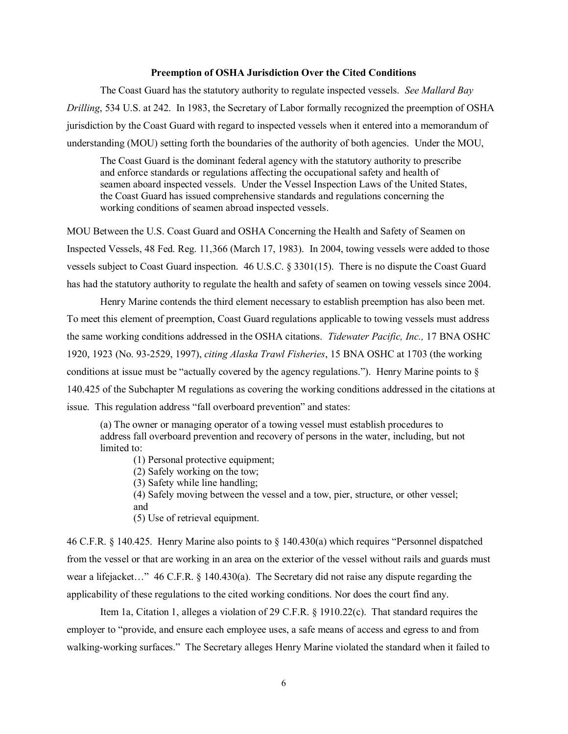**Preemption of OSHA Jurisdiction Over the Cited Conditions**

The Coast Guard has the statutory authority to regulate inspected vessels. *See Mallard Bay Drilling*, 534 U.S. at 242. In 1983, the Secretary of Labor formally recognized the preemption of OSHA jurisdiction by the Coast Guard with regard to inspected vessels when it entered into a memorandum of understanding (MOU) setting forth the boundaries of the authority of both agencies. Under the MOU,

> The Coast Guard is the dominant federal agency with the statutory authority to prescribe and enforce standards or regulations affecting the occupational safety and health of seamen aboard inspected vessels. Under the Vessel Inspection Laws of the United States, the Coast Guard has issued comprehensive standards and regulations concerning the working conditions of seamen abroad inspected vessels.

MOU Between the U.S. Coast Guard and OSHA Concerning the Health and Safety of Seamen on Inspected Vessels, 48 Fed. Reg. 11,366 (March 17, 1983). In 2004, towing vessels were added to those vessels subject to Coast Guard inspection. 46 U.S.C. § 3301(15). There is no dispute the Coast Guard has had the statutory authority to regulate the health and safety of seamen on towing vessels since 2004.

Henry Marine contends the third element necessary to establish preemption has also been met. To meet this element of preemption, Coast Guard regulations applicable to towing vessels must address the same working conditions addressed in the OSHA citations. *Tidewater Pacific, Inc.,* 17 BNA OSHC 1920, 1923 (No. 93-2529, 1997), *citing Alaska Trawl Fisheries*, 15 BNA OSHC at 1703 (the working conditions at issue must be "actually covered by the agency regulations."). Henry Marine points to § 140.425 of the Subchapter M regulations as covering the working conditions addressed in the citations at issue. This regulation address "fall overboard prevention" and states:

> (a) The owner or managing operator of a towing vessel must establish procedures to address fall overboard prevention and recovery of persons in the water, including, but not limited to:
>
> (1) Personal protective equipment;
> (2) Safely working on the tow;
> (3) Safety while line handling;
> (4) Safely moving between the vessel and a tow, pier, structure, or other vessel; and
> (5) Use of retrieval equipment.

46 C.F.R. § 140.425. Henry Marine also points to § 140.430(a) which requires "Personnel dispatched from the vessel or that are working in an area on the exterior of the vessel without rails and guards must wear a lifejacket…" 46 C.F.R. § 140.430(a). The Secretary did not raise any dispute regarding the applicability of these regulations to the cited working conditions. Nor does the court find any.

Item 1a, Citation 1, alleges a violation of 29 C.F.R. § 1910.22(c). That standard requires the employer to "provide, and ensure each employee uses, a safe means of access and egress to and from walking-working surfaces." The Secretary alleges Henry Marine violated the standard when it failed to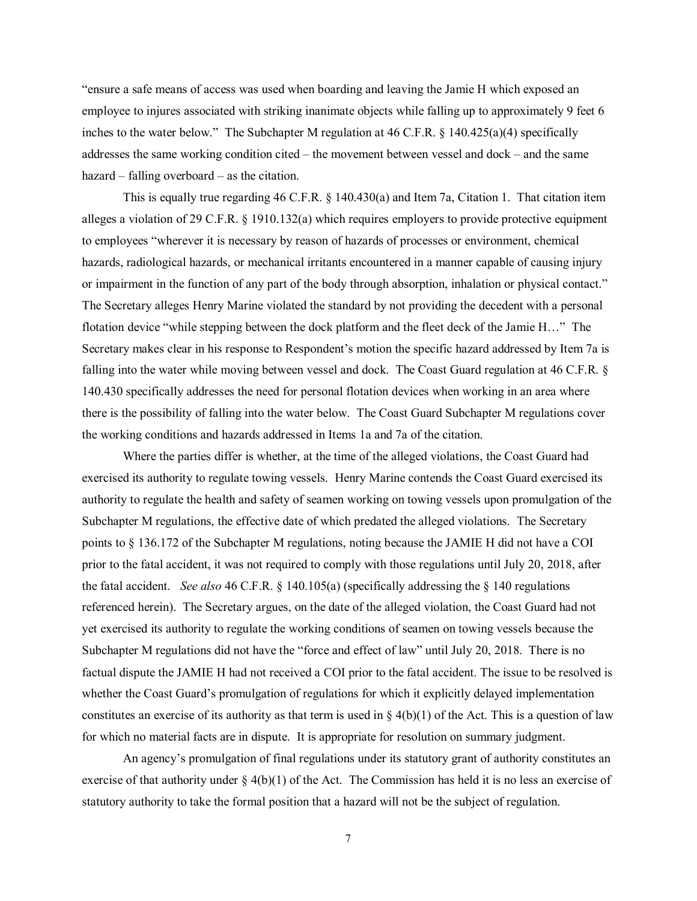"ensure a safe means of access was used when boarding and leaving the Jamie H which exposed an employee to injures associated with striking inanimate objects while falling up to approximately 9 feet 6 inches to the water below." The Subchapter M regulation at 46 C.F.R. § 140.425(a)(4) specifically addresses the same working condition cited – the movement between vessel and dock – and the same hazard – falling overboard – as the citation.

This is equally true regarding 46 C.F.R. § 140.430(a) and Item 7a, Citation 1. That citation item alleges a violation of 29 C.F.R. § 1910.132(a) which requires employers to provide protective equipment to employees "wherever it is necessary by reason of hazards of processes or environment, chemical hazards, radiological hazards, or mechanical irritants encountered in a manner capable of causing injury or impairment in the function of any part of the body through absorption, inhalation or physical contact." The Secretary alleges Henry Marine violated the standard by not providing the decedent with a personal flotation device "while stepping between the dock platform and the fleet deck of the Jamie H…" The Secretary makes clear in his response to Respondent's motion the specific hazard addressed by Item 7a is falling into the water while moving between vessel and dock. The Coast Guard regulation at 46 C.F.R. § 140.430 specifically addresses the need for personal flotation devices when working in an area where there is the possibility of falling into the water below. The Coast Guard Subchapter M regulations cover the working conditions and hazards addressed in Items 1a and 7a of the citation.

Where the parties differ is whether, at the time of the alleged violations, the Coast Guard had exercised its authority to regulate towing vessels. Henry Marine contends the Coast Guard exercised its authority to regulate the health and safety of seamen working on towing vessels upon promulgation of the Subchapter M regulations, the effective date of which predated the alleged violations. The Secretary points to § 136.172 of the Subchapter M regulations, noting because the JAMIE H did not have a COI prior to the fatal accident, it was not required to comply with those regulations until July 20, 2018, after the fatal accident. *See also* 46 C.F.R. § 140.105(a) (specifically addressing the § 140 regulations referenced herein). The Secretary argues, on the date of the alleged violation, the Coast Guard had not yet exercised its authority to regulate the working conditions of seamen on towing vessels because the Subchapter M regulations did not have the "force and effect of law" until July 20, 2018. There is no factual dispute the JAMIE H had not received a COI prior to the fatal accident. The issue to be resolved is whether the Coast Guard's promulgation of regulations for which it explicitly delayed implementation constitutes an exercise of its authority as that term is used in § 4(b)(1) of the Act. This is a question of law for which no material facts are in dispute. It is appropriate for resolution on summary judgment.

An agency's promulgation of final regulations under its statutory grant of authority constitutes an exercise of that authority under § 4(b)(1) of the Act. The Commission has held it is no less an exercise of statutory authority to take the formal position that a hazard will not be the subject of regulation.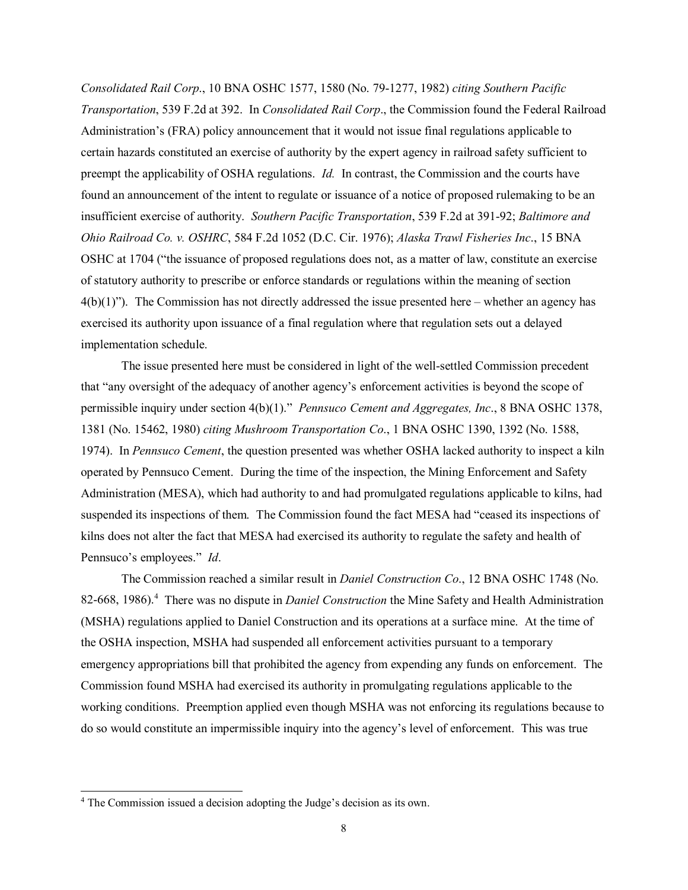*Consolidated Rail Corp*., 10 BNA OSHC 1577, 1580 (No. 79-1277, 1982) *citing Southern Pacific Transportation*, 539 F.2d at 392. In *Consolidated Rail Corp*., the Commission found the Federal Railroad Administration's (FRA) policy announcement that it would not issue final regulations applicable to certain hazards constituted an exercise of authority by the expert agency in railroad safety sufficient to preempt the applicability of OSHA regulations. *Id.* In contrast, the Commission and the courts have found an announcement of the intent to regulate or issuance of a notice of proposed rulemaking to be an insufficient exercise of authority. *Southern Pacific Transportation*, 539 F.2d at 391-92; *Baltimore and Ohio Railroad Co. v. OSHRC*, 584 F.2d 1052 (D.C. Cir. 1976); *Alaska Trawl Fisheries Inc*., 15 BNA OSHC at 1704 ("the issuance of proposed regulations does not, as a matter of law, constitute an exercise of statutory authority to prescribe or enforce standards or regulations within the meaning of section 4(b)(1)"). The Commission has not directly addressed the issue presented here – whether an agency has exercised its authority upon issuance of a final regulation where that regulation sets out a delayed implementation schedule.

The issue presented here must be considered in light of the well-settled Commission precedent that "any oversight of the adequacy of another agency's enforcement activities is beyond the scope of permissible inquiry under section 4(b)(1)." *Pennsuco Cement and Aggregates, Inc*., 8 BNA OSHC 1378, 1381 (No. 15462, 1980) *citing Mushroom Transportation Co*., 1 BNA OSHC 1390, 1392 (No. 1588, 1974). In *Pennsuco Cement*, the question presented was whether OSHA lacked authority to inspect a kiln operated by Pennsuco Cement. During the time of the inspection, the Mining Enforcement and Safety Administration (MESA), which had authority to and had promulgated regulations applicable to kilns, had suspended its inspections of them. The Commission found the fact MESA had "ceased its inspections of kilns does not alter the fact that MESA had exercised its authority to regulate the safety and health of Pennsuco's employees." *Id*.

The Commission reached a similar result in *Daniel Construction Co*., 12 BNA OSHC 1748 (No. 82-668, 1986).[4] There was no dispute in *Daniel Construction* the Mine Safety and Health Administration (MSHA) regulations applied to Daniel Construction and its operations at a surface mine. At the time of the OSHA inspection, MSHA had suspended all enforcement activities pursuant to a temporary emergency appropriations bill that prohibited the agency from expending any funds on enforcement. The Commission found MSHA had exercised its authority in promulgating regulations applicable to the working conditions. Preemption applied even though MSHA was not enforcing its regulations because to do so would constitute an impermissible inquiry into the agency's level of enforcement. This was true

---

[4] The Commission issued a decision adopting the Judge's decision as its own.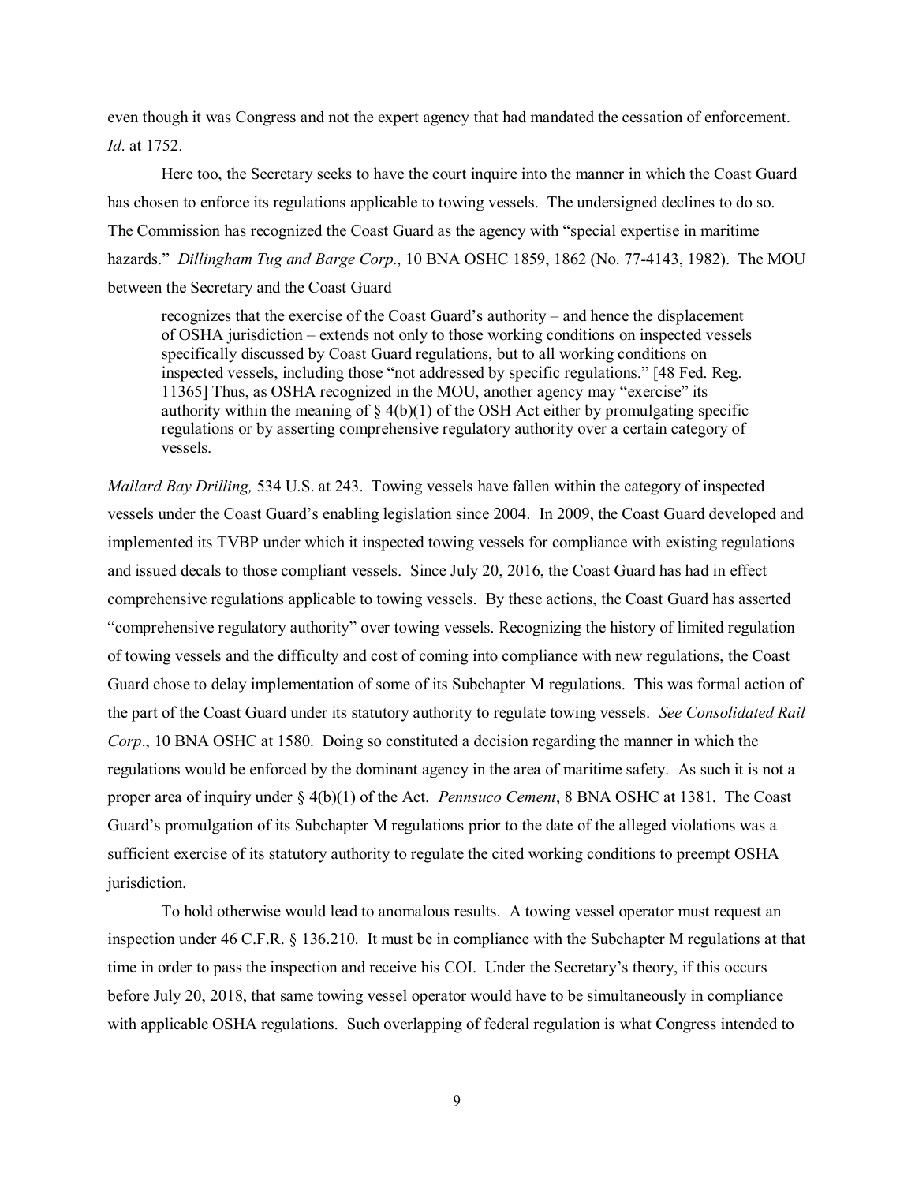even though it was Congress and not the expert agency that had mandated the cessation of enforcement. *Id*. at 1752.

Here too, the Secretary seeks to have the court inquire into the manner in which the Coast Guard has chosen to enforce its regulations applicable to towing vessels. The undersigned declines to do so. The Commission has recognized the Coast Guard as the agency with "special expertise in maritime hazards." *Dillingham Tug and Barge Corp*., 10 BNA OSHC 1859, 1862 (No. 77-4143, 1982). The MOU between the Secretary and the Coast Guard

> recognizes that the exercise of the Coast Guard's authority – and hence the displacement of OSHA jurisdiction – extends not only to those working conditions on inspected vessels specifically discussed by Coast Guard regulations, but to all working conditions on inspected vessels, including those "not addressed by specific regulations." [48 Fed. Reg. 11365] Thus, as OSHA recognized in the MOU, another agency may "exercise" its authority within the meaning of § 4(b)(1) of the OSH Act either by promulgating specific regulations or by asserting comprehensive regulatory authority over a certain category of vessels.

*Mallard Bay Drilling,* 534 U.S. at 243. Towing vessels have fallen within the category of inspected vessels under the Coast Guard's enabling legislation since 2004. In 2009, the Coast Guard developed and implemented its TVBP under which it inspected towing vessels for compliance with existing regulations and issued decals to those compliant vessels. Since July 20, 2016, the Coast Guard has had in effect comprehensive regulations applicable to towing vessels. By these actions, the Coast Guard has asserted "comprehensive regulatory authority" over towing vessels. Recognizing the history of limited regulation of towing vessels and the difficulty and cost of coming into compliance with new regulations, the Coast Guard chose to delay implementation of some of its Subchapter M regulations. This was formal action of the part of the Coast Guard under its statutory authority to regulate towing vessels. *See Consolidated Rail Corp*., 10 BNA OSHC at 1580. Doing so constituted a decision regarding the manner in which the regulations would be enforced by the dominant agency in the area of maritime safety. As such it is not a proper area of inquiry under § 4(b)(1) of the Act. *Pennsuco Cement*, 8 BNA OSHC at 1381. The Coast Guard's promulgation of its Subchapter M regulations prior to the date of the alleged violations was a sufficient exercise of its statutory authority to regulate the cited working conditions to preempt OSHA jurisdiction.

To hold otherwise would lead to anomalous results. A towing vessel operator must request an inspection under 46 C.F.R. § 136.210. It must be in compliance with the Subchapter M regulations at that time in order to pass the inspection and receive his COI. Under the Secretary's theory, if this occurs before July 20, 2018, that same towing vessel operator would have to be simultaneously in compliance with applicable OSHA regulations. Such overlapping of federal regulation is what Congress intended to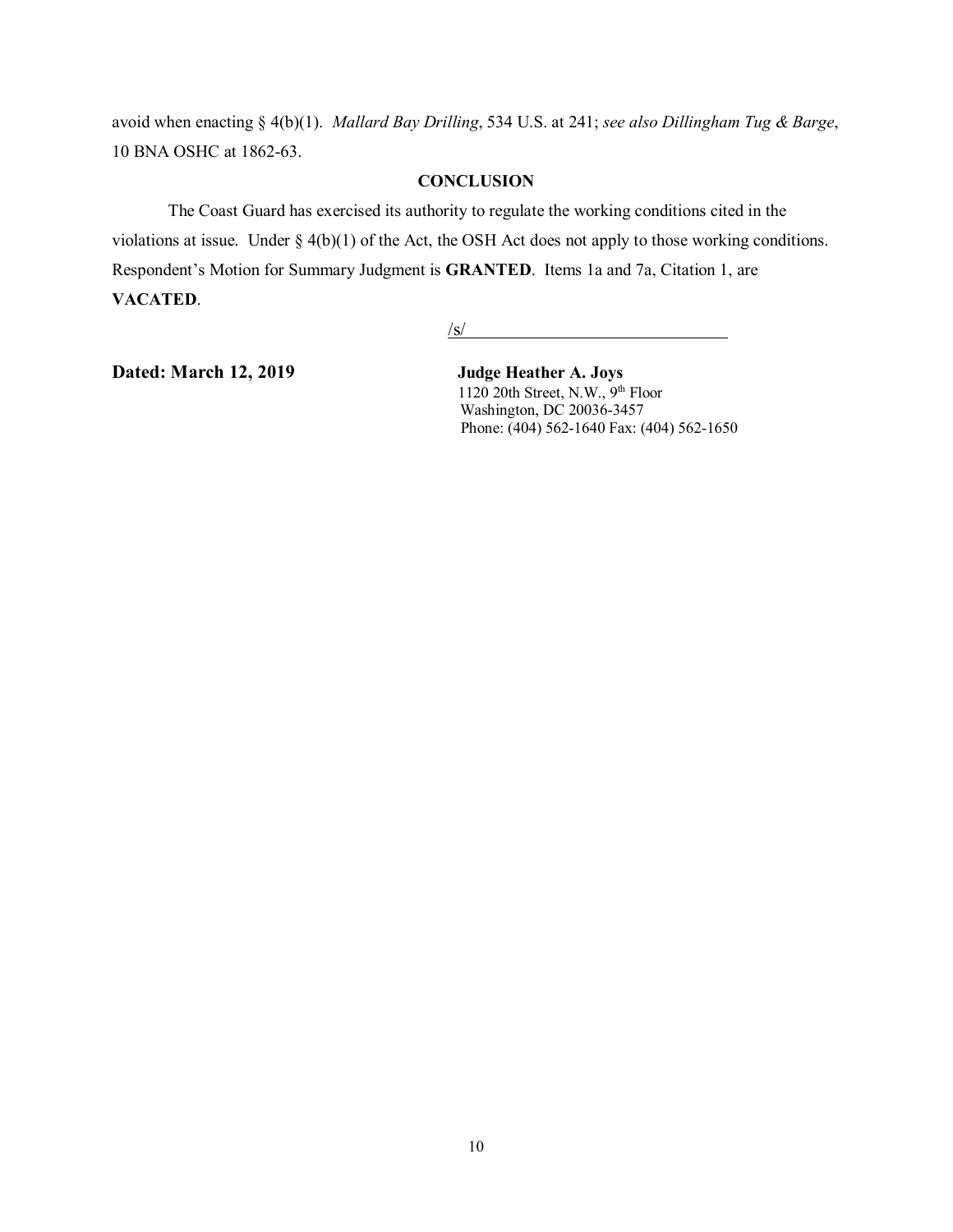avoid when enacting § 4(b)(1). *Mallard Bay Drilling*, 534 U.S. at 241; *see also Dillingham Tug & Barge*, 10 BNA OSHC at 1862-63.

**CONCLUSION**

The Coast Guard has exercised its authority to regulate the working conditions cited in the violations at issue. Under § 4(b)(1) of the Act, the OSH Act does not apply to those working conditions. Respondent's Motion for Summary Judgment is **GRANTED**. Items 1a and 7a, Citation 1, are **VACATED**.

/s/

**Dated: March 12, 2019**

**Judge Heather A. Joys**
1120 20th Street, N.W., 9th Floor
Washington, DC 20036-3457
Phone: (404) 562-1640 Fax: (404) 562-1650